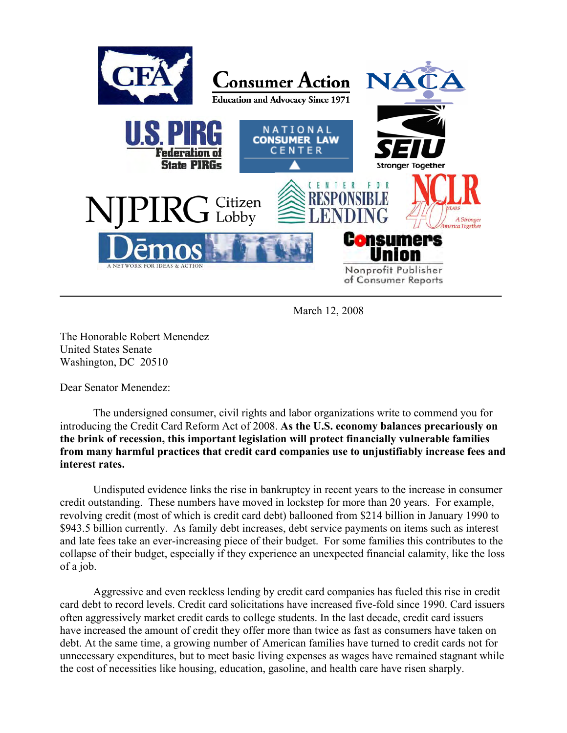March 12, 2008

The Honorable Robert Menendez  
United States Senate  
Washington, DC 20510

Dear Senator Menendez:

The undersigned consumer, civil rights and labor organizations write to commend you for introducing the Credit Card Reform Act of 2008. **As the U.S. economy balances precariously on the brink of recession, this important legislation will protect financially vulnerable families from many harmful practices that credit card companies use to unjustifiably increase fees and interest rates.**

Undisputed evidence links the rise in bankruptcy in recent years to the increase in consumer credit outstanding. These numbers have moved in lockstep for more than 20 years. For example, revolving credit (most of which is credit card debt) ballooned from $214 billion in January 1990 to $943.5 billion currently. As family debt increases, debt service payments on items such as interest and late fees take an ever-increasing piece of their budget. For some families this contributes to the collapse of their budget, especially if they experience an unexpected financial calamity, like the loss of a job.

Aggressive and even reckless lending by credit card companies has fueled this rise in credit card debt to record levels. Credit card solicitations have increased five-fold since 1990. Card issuers often aggressively market credit cards to college students. In the last decade, credit card issuers have increased the amount of credit they offer more than twice as fast as consumers have taken on debt. At the same time, a growing number of American families have turned to credit cards not for unnecessary expenditures, but to meet basic living expenses as wages have remained stagnant while the cost of necessities like housing, education, gasoline, and health care have risen sharply.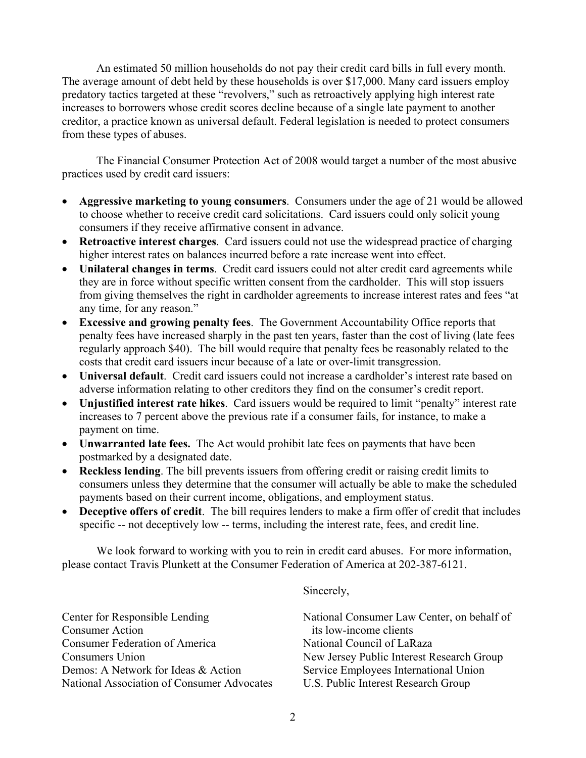An estimated 50 million households do not pay their credit card bills in full every month. The average amount of debt held by these households is over $17,000. Many card issuers employ predatory tactics targeted at these "revolvers," such as retroactively applying high interest rate increases to borrowers whose credit scores decline because of a single late payment to another creditor, a practice known as universal default. Federal legislation is needed to protect consumers from these types of abuses.

The Financial Consumer Protection Act of 2008 would target a number of the most abusive practices used by credit card issuers:

- **Aggressive marketing to young consumers**. Consumers under the age of 21 would be allowed to choose whether to receive credit card solicitations. Card issuers could only solicit young consumers if they receive affirmative consent in advance.
- **Retroactive interest charges**. Card issuers could not use the widespread practice of charging higher interest rates on balances incurred before a rate increase went into effect.
- **Unilateral changes in terms**. Credit card issuers could not alter credit card agreements while they are in force without specific written consent from the cardholder. This will stop issuers from giving themselves the right in cardholder agreements to increase interest rates and fees "at any time, for any reason."
- **Excessive and growing penalty fees**. The Government Accountability Office reports that penalty fees have increased sharply in the past ten years, faster than the cost of living (late fees regularly approach $40). The bill would require that penalty fees be reasonably related to the costs that credit card issuers incur because of a late or over-limit transgression.
- **Universal default**. Credit card issuers could not increase a cardholder's interest rate based on adverse information relating to other creditors they find on the consumer's credit report.
- **Unjustified interest rate hikes**. Card issuers would be required to limit "penalty" interest rate increases to 7 percent above the previous rate if a consumer fails, for instance, to make a payment on time.
- **Unwarranted late fees.** The Act would prohibit late fees on payments that have been postmarked by a designated date.
- **Reckless lending**. The bill prevents issuers from offering credit or raising credit limits to consumers unless they determine that the consumer will actually be able to make the scheduled payments based on their current income, obligations, and employment status.
- **Deceptive offers of credit**. The bill requires lenders to make a firm offer of credit that includes specific -- not deceptively low -- terms, including the interest rate, fees, and credit line.

We look forward to working with you to rein in credit card abuses. For more information, please contact Travis Plunkett at the Consumer Federation of America at 202-387-6121.

Sincerely,

Center for Responsible Lending
Consumer Action
Consumer Federation of America
Consumers Union
Demos: A Network for Ideas & Action
National Association of Consumer Advocates
National Consumer Law Center, on behalf of its low-income clients
National Council of LaRaza
New Jersey Public Interest Research Group
Service Employees International Union
U.S. Public Interest Research Group